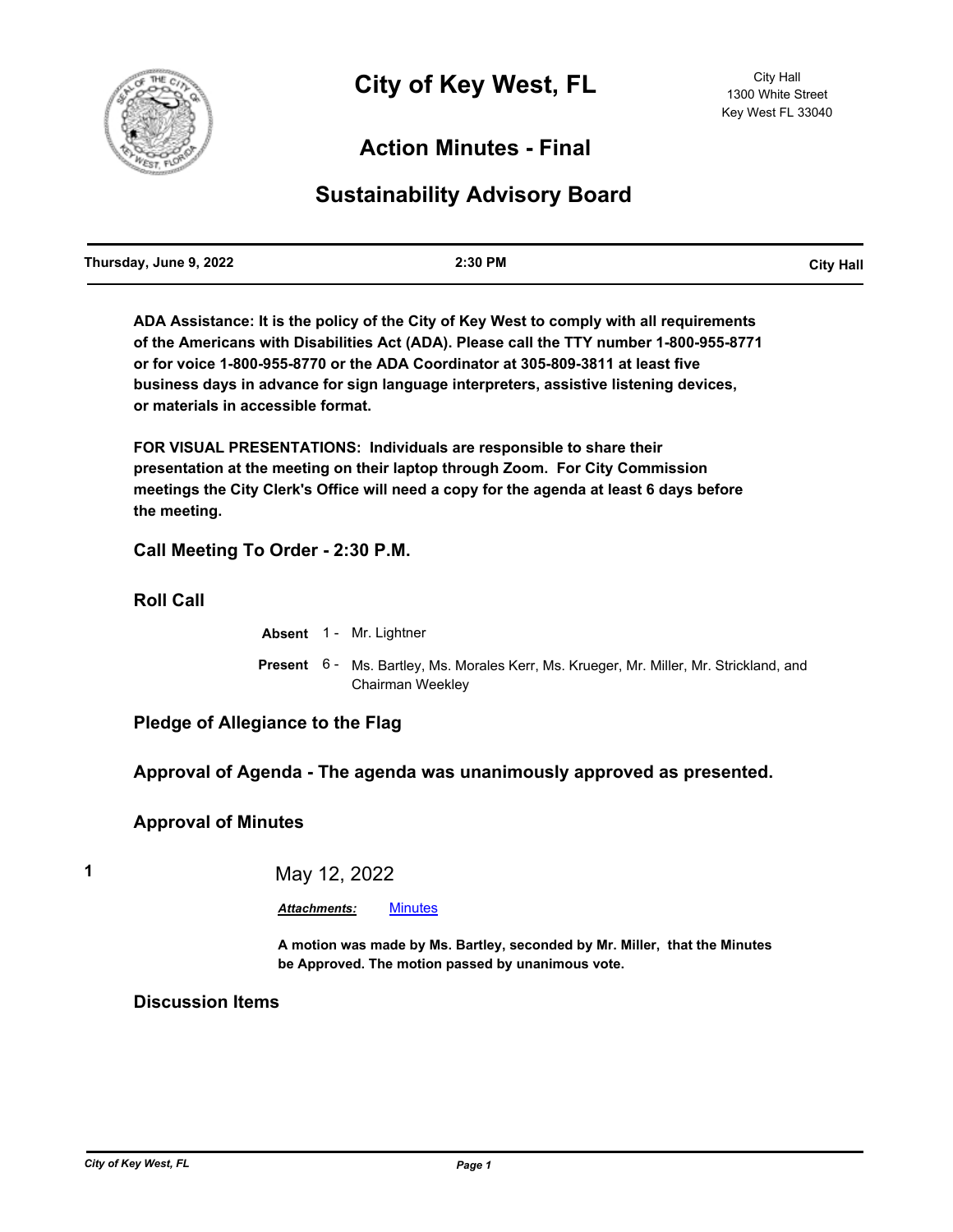# City of Key West, FL

City Hall
1300 White Street
Key West FL 33040

## Action Minutes - Final

## Sustainability Advisory Board

| Thursday, June 9, 2022 | 2:30 PM | City Hall |
|---|---|---|

**ADA Assistance: It is the policy of the City of Key West to comply with all requirements of the Americans with Disabilities Act (ADA). Please call the TTY number 1-800-955-8771 or for voice 1-800-955-8770 or the ADA Coordinator at 305-809-3811 at least five business days in advance for sign language interpreters, assistive listening devices, or materials in accessible format.**

**FOR VISUAL PRESENTATIONS: Individuals are responsible to share their presentation at the meeting on their laptop through Zoom. For City Commission meetings the City Clerk's Office will need a copy for the agenda at least 6 days before the meeting.**

### Call Meeting To Order - 2:30 P.M.

### Roll Call

**Absent** 1 - Mr. Lightner

**Present** 6 - Ms. Bartley, Ms. Morales Kerr, Ms. Krueger, Mr. Miller, Mr. Strickland, and Chairman Weekley

### Pledge of Allegiance to the Flag

### Approval of Agenda - The agenda was unanimously approved as presented.

### Approval of Minutes

**1** May 12, 2022

***Attachments:*** Minutes

**A motion was made by Ms. Bartley, seconded by Mr. Miller, that the Minutes be Approved. The motion passed by unanimous vote.**

### Discussion Items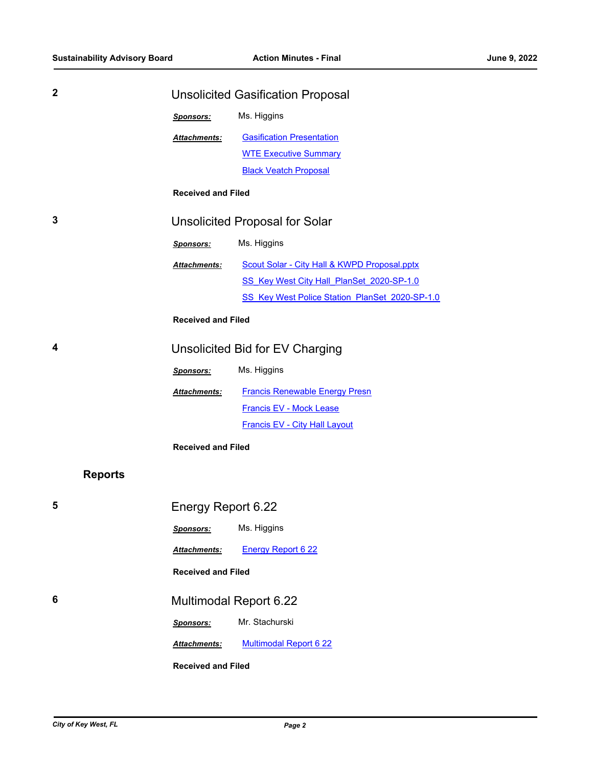**2** Unsolicited Gasification Proposal

***Sponsors:*** Ms. Higgins

***Attachments:*** Gasification Presentation
WTE Executive Summary
Black Veatch Proposal

**Received and Filed**

**3** Unsolicited Proposal for Solar

***Sponsors:*** Ms. Higgins

***Attachments:*** Scout Solar - City Hall & KWPD Proposal.pptx
SS_Key West City Hall_PlanSet_2020-SP-1.0
SS_Key West Police Station_PlanSet_2020-SP-1.0

**Received and Filed**

**4** Unsolicited Bid for EV Charging

***Sponsors:*** Ms. Higgins

***Attachments:*** Francis Renewable Energy Presn
Francis EV - Mock Lease
Francis EV - City Hall Layout

**Received and Filed**

## Reports

**5** Energy Report 6.22

***Sponsors:*** Ms. Higgins

***Attachments:*** Energy Report 6 22

**Received and Filed**

**6** Multimodal Report 6.22

***Sponsors:*** Mr. Stachurski

***Attachments:*** Multimodal Report 6 22

**Received and Filed**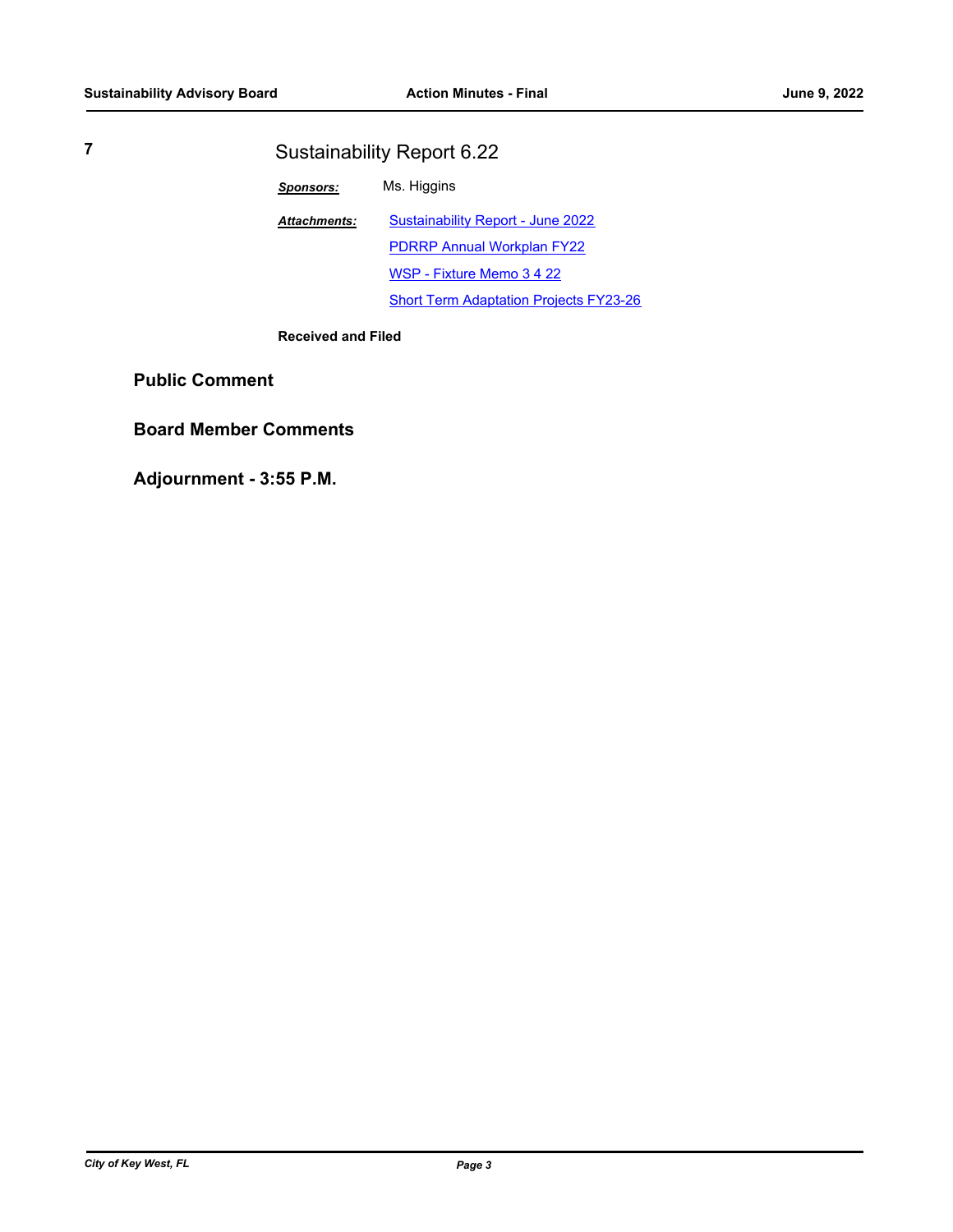**7** Sustainability Report 6.22

***Sponsors:*** Ms. Higgins

***Attachments:*** Sustainability Report - June 2022
PDRRP Annual Workplan FY22
WSP - Fixture Memo 3 4 22
Short Term Adaptation Projects FY23-26

**Received and Filed**

## Public Comment

## Board Member Comments

## Adjournment - 3:55 P.M.